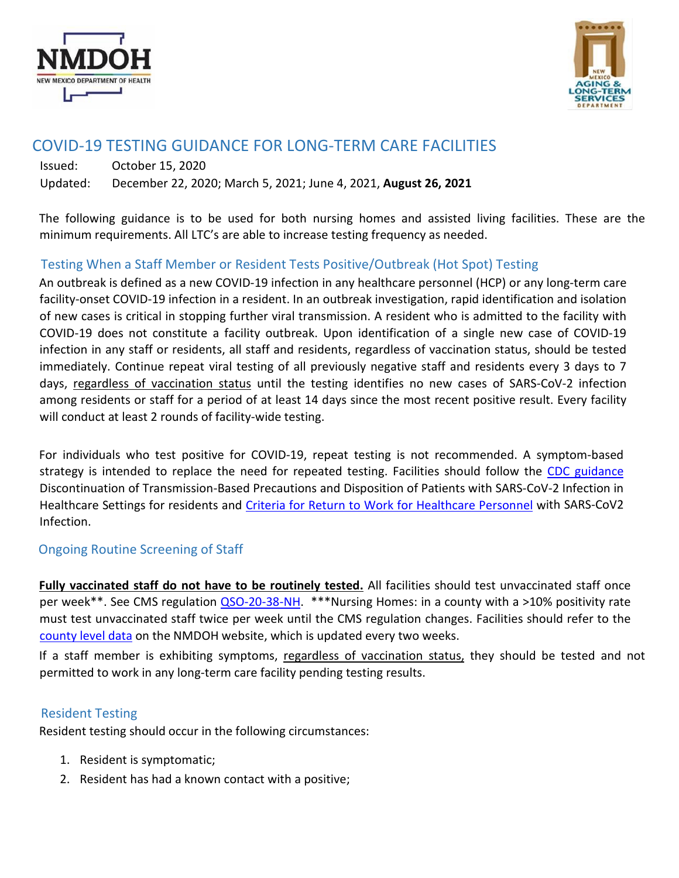# COVID-19 TESTING GUIDANCE FOR LONG-TERM CARE FACILITIES

Issued: October 15, 2020

Updated: December 22, 2020; March 5, 2021; June 4, 2021, **August 26, 2021**

The following guidance is to be used for both nursing homes and assisted living facilities. These are the minimum requirements. All LTC's are able to increase testing frequency as needed.

## Testing When a Staff Member or Resident Tests Positive/Outbreak (Hot Spot) Testing

An outbreak is defined as a new COVID-19 infection in any healthcare personnel (HCP) or any long-term care facility-onset COVID-19 infection in a resident. In an outbreak investigation, rapid identification and isolation of new cases is critical in stopping further viral transmission. A resident who is admitted to the facility with COVID-19 does not constitute a facility outbreak. Upon identification of a single new case of COVID-19 infection in any staff or residents, all staff and residents, regardless of vaccination status, should be tested immediately. Continue repeat viral testing of all previously negative staff and residents every 3 days to 7 days, regardless of vaccination status until the testing identifies no new cases of SARS-CoV-2 infection among residents or staff for a period of at least 14 days since the most recent positive result. Every facility will conduct at least 2 rounds of facility-wide testing.

For individuals who test positive for COVID-19, repeat testing is not recommended. A symptom-based strategy is intended to replace the need for repeated testing. Facilities should follow the CDC guidance Discontinuation of Transmission-Based Precautions and Disposition of Patients with SARS-CoV-2 Infection in Healthcare Settings for residents and Criteria for Return to Work for Healthcare Personnel with SARS-CoV2 Infection.

## Ongoing Routine Screening of Staff

**Fully vaccinated staff do not have to be routinely tested.** All facilities should test unvaccinated staff once per week**. See CMS regulation QSO-20-38-NH. ***Nursing Homes: in a county with a >10% positivity rate must test unvaccinated staff twice per week until the CMS regulation changes. Facilities should refer to the county level data on the NMDOH website, which is updated every two weeks.

If a staff member is exhibiting symptoms, regardless of vaccination status, they should be tested and not permitted to work in any long-term care facility pending testing results.

## Resident Testing

Resident testing should occur in the following circumstances:

1. Resident is symptomatic;
2. Resident has had a known contact with a positive;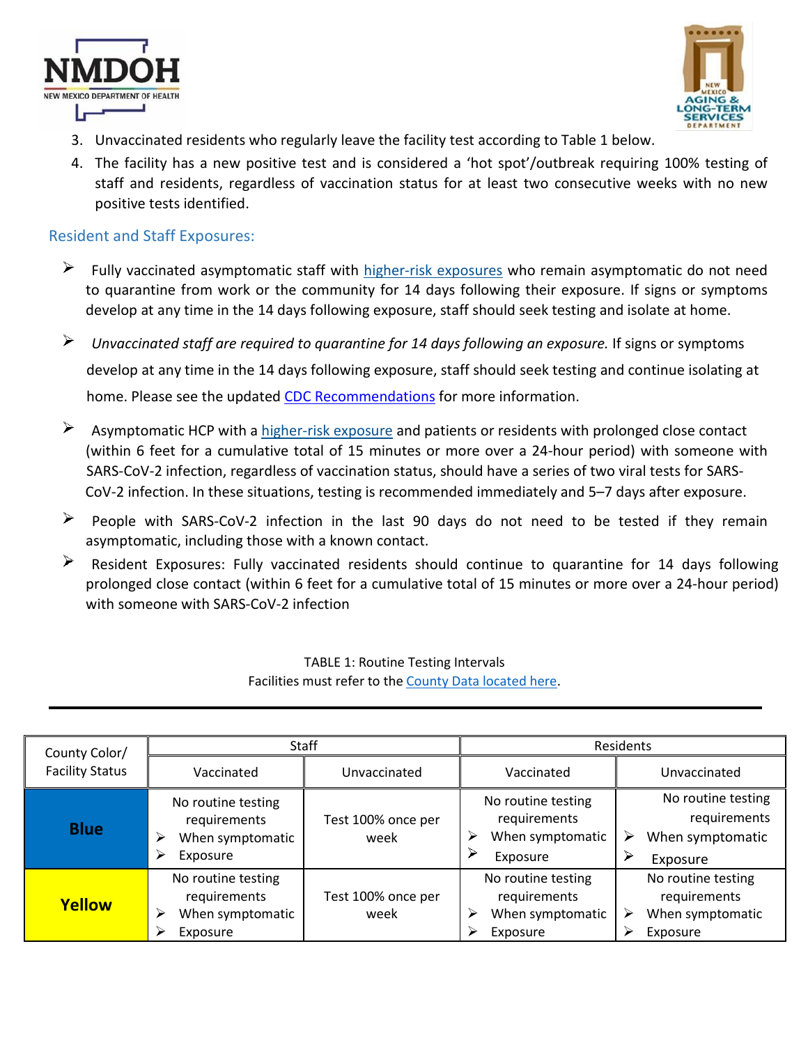3. Unvaccinated residents who regularly leave the facility test according to Table 1 below.
4. The facility has a new positive test and is considered a 'hot spot'/outbreak requiring 100% testing of staff and residents, regardless of vaccination status for at least two consecutive weeks with no new positive tests identified.

## Resident and Staff Exposures:

- Fully vaccinated asymptomatic staff with [higher-risk exposures]() who remain asymptomatic do not need to quarantine from work or the community for 14 days following their exposure. If signs or symptoms develop at any time in the 14 days following exposure, staff should seek testing and isolate at home.
- *Unvaccinated staff are required to quarantine for 14 days following an exposure.* If signs or symptoms develop at any time in the 14 days following exposure, staff should seek testing and continue isolating at home. Please see the updated [CDC Recommendations]() for more information.
- Asymptomatic HCP with a [higher-risk exposure]() and patients or residents with prolonged close contact (within 6 feet for a cumulative total of 15 minutes or more over a 24-hour period) with someone with SARS-CoV-2 infection, regardless of vaccination status, should have a series of two viral tests for SARS-CoV-2 infection. In these situations, testing is recommended immediately and 5–7 days after exposure.
- People with SARS-CoV-2 infection in the last 90 days do not need to be tested if they remain asymptomatic, including those with a known contact.
- Resident Exposures: Fully vaccinated residents should continue to quarantine for 14 days following prolonged close contact (within 6 feet for a cumulative total of 15 minutes or more over a 24-hour period) with someone with SARS-CoV-2 infection

TABLE 1: Routine Testing Intervals
Facilities must refer to the [County Data located here]().

| County Color/ Facility Status | Staff | | Residents | |
|---|---|---|---|---|
| | Vaccinated | Unvaccinated | Vaccinated | Unvaccinated |
| **Blue** | No routine testing requirements<br>➢ When symptomatic<br>➢ Exposure | Test 100% once per week | No routine testing requirements<br>➢ When symptomatic<br>➢ Exposure | No routine testing requirements<br>➢ When symptomatic<br>➢ Exposure |
| **Yellow** | No routine testing requirements<br>➢ When symptomatic<br>➢ Exposure | Test 100% once per week | No routine testing requirements<br>➢ When symptomatic<br>➢ Exposure | No routine testing requirements<br>➢ When symptomatic<br>➢ Exposure |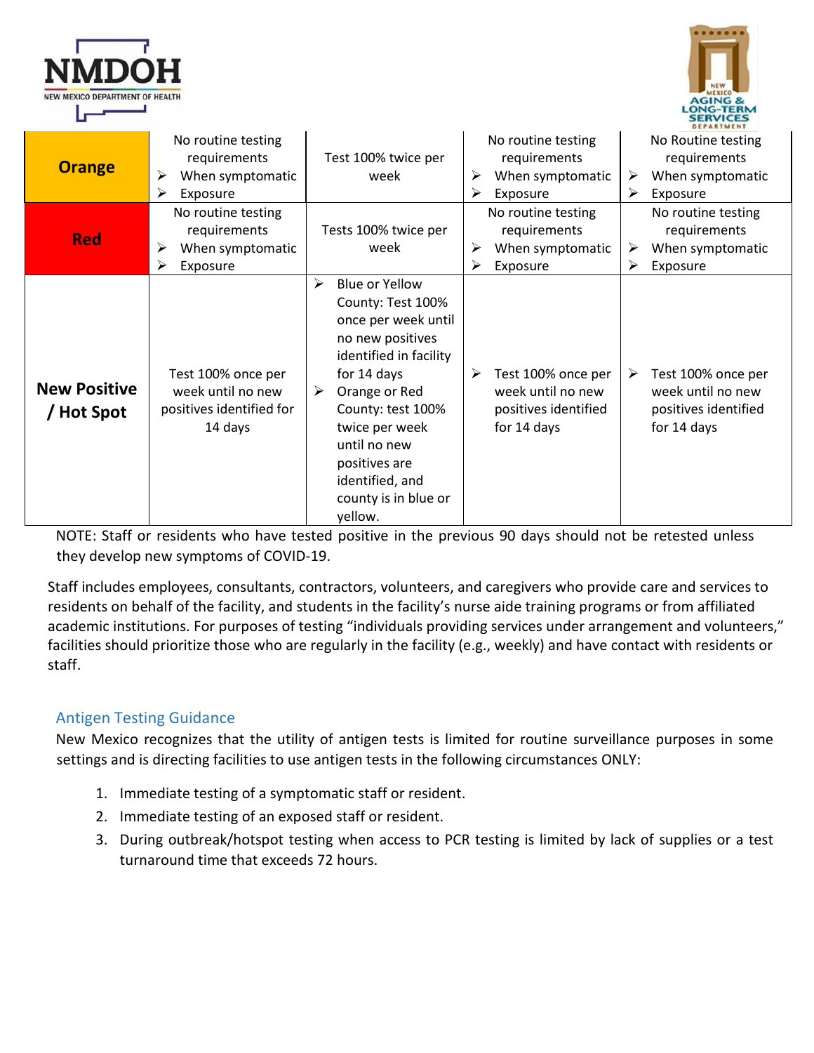| | | | | |
|---|---|---|---|---|
| **Orange** | No routine testing requirements<br>➢ When symptomatic<br>➢ Exposure | Test 100% twice per week | No routine testing requirements<br>➢ When symptomatic<br>➢ Exposure | No Routine testing requirements<br>➢ When symptomatic<br>➢ Exposure |
| **Red** | No routine testing requirements<br>➢ When symptomatic<br>➢ Exposure | Tests 100% twice per week | No routine testing requirements<br>➢ When symptomatic<br>➢ Exposure | No routine testing requirements<br>➢ When symptomatic<br>➢ Exposure |
| **New Positive / Hot Spot** | Test 100% once per week until no new positives identified for 14 days | ➢ Blue or Yellow County: Test 100% once per week until no new positives identified in facility for 14 days<br>➢ Orange or Red County: test 100% twice per week until no new positives are identified, and county is in blue or yellow. | ➢ Test 100% once per week until no new positives identified for 14 days | ➢ Test 100% once per week until no new positives identified for 14 days |

NOTE: Staff or residents who have tested positive in the previous 90 days should not be retested unless they develop new symptoms of COVID-19.

Staff includes employees, consultants, contractors, volunteers, and caregivers who provide care and services to residents on behalf of the facility, and students in the facility's nurse aide training programs or from affiliated academic institutions. For purposes of testing "individuals providing services under arrangement and volunteers," facilities should prioritize those who are regularly in the facility (e.g., weekly) and have contact with residents or staff.

## Antigen Testing Guidance

New Mexico recognizes that the utility of antigen tests is limited for routine surveillance purposes in some settings and is directing facilities to use antigen tests in the following circumstances ONLY:

1. Immediate testing of a symptomatic staff or resident.
2. Immediate testing of an exposed staff or resident.
3. During outbreak/hotspot testing when access to PCR testing is limited by lack of supplies or a test turnaround time that exceeds 72 hours.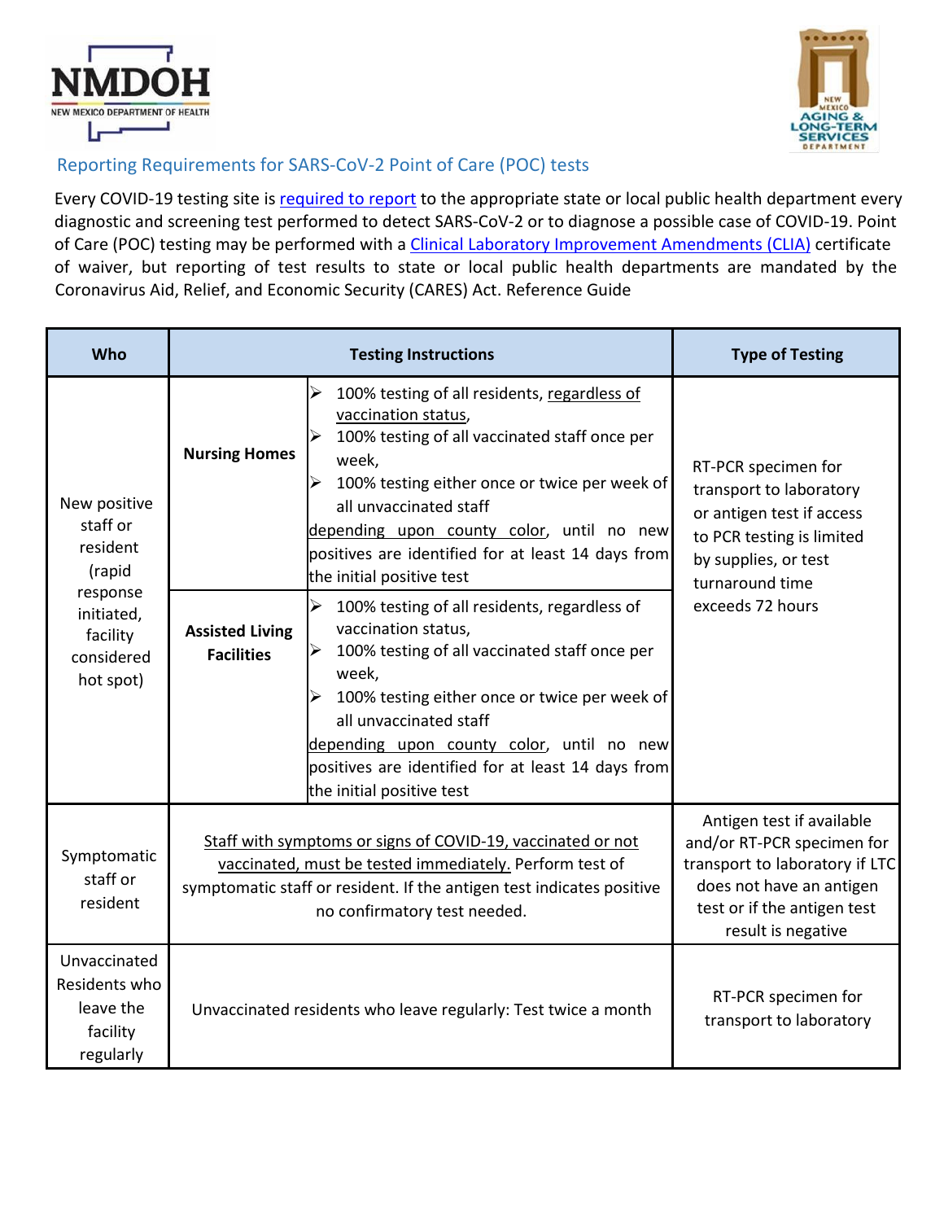## Reporting Requirements for SARS-CoV-2 Point of Care (POC) tests

Every COVID-19 testing site is required to report to the appropriate state or local public health department every diagnostic and screening test performed to detect SARS-CoV-2 or to diagnose a possible case of COVID-19. Point of Care (POC) testing may be performed with a Clinical Laboratory Improvement Amendments (CLIA) certificate of waiver, but reporting of test results to state or local public health departments are mandated by the Coronavirus Aid, Relief, and Economic Security (CARES) Act. Reference Guide

| Who | Testing Instructions | | Type of Testing |
|---|---|---|---|
| New positive staff or resident (rapid response initiated, facility considered hot spot) | **Nursing Homes** | ➢ 100% testing of all residents, regardless of vaccination status,<br>➢ 100% testing of all vaccinated staff once per week,<br>➢ 100% testing either once or twice per week of all unvaccinated staff<br>depending upon county color, until no new positives are identified for at least 14 days from the initial positive test | RT-PCR specimen for transport to laboratory or antigen test if access to PCR testing is limited by supplies, or test turnaround time exceeds 72 hours |
| | **Assisted Living Facilities** | ➢ 100% testing of all residents, regardless of vaccination status,<br>➢ 100% testing of all vaccinated staff once per week,<br>➢ 100% testing either once or twice per week of all unvaccinated staff<br>depending upon county color, until no new positives are identified for at least 14 days from the initial positive test | |
| Symptomatic staff or resident | Staff with symptoms or signs of COVID-19, vaccinated or not vaccinated, must be tested immediately. Perform test of symptomatic staff or resident. If the antigen test indicates positive no confirmatory test needed. | | Antigen test if available and/or RT-PCR specimen for transport to laboratory if LTC does not have an antigen test or if the antigen test result is negative |
| Unvaccinated Residents who leave the facility regularly | Unvaccinated residents who leave regularly: Test twice a month | | RT-PCR specimen for transport to laboratory |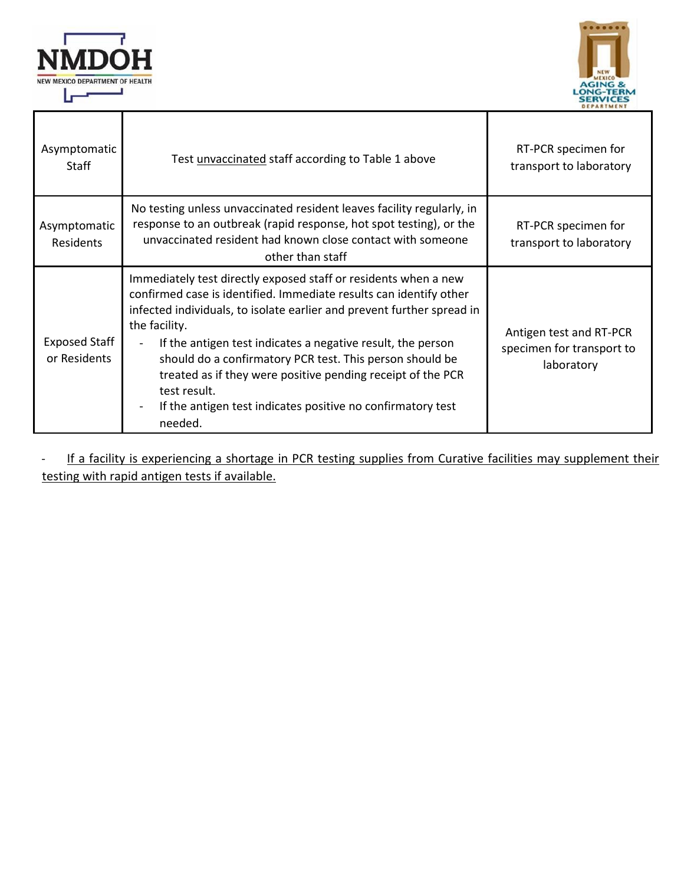| | | |
|---|---|---|
| Asymptomatic Staff | Test <u>unvaccinated</u> staff according to Table 1 above | RT-PCR specimen for transport to laboratory |
| Asymptomatic Residents | No testing unless unvaccinated resident leaves facility regularly, in response to an outbreak (rapid response, hot spot testing), or the unvaccinated resident had known close contact with someone other than staff | RT-PCR specimen for transport to laboratory |
| Exposed Staff or Residents | Immediately test directly exposed staff or residents when a new confirmed case is identified. Immediate results can identify other infected individuals, to isolate earlier and prevent further spread in the facility.<br>- If the antigen test indicates a negative result, the person should do a confirmatory PCR test. This person should be treated as if they were positive pending receipt of the PCR test result.<br>- If the antigen test indicates positive no confirmatory test needed. | Antigen test and RT-PCR specimen for transport to laboratory |

- <u>If a facility is experiencing a shortage in PCR testing supplies from Curative facilities may supplement their testing with rapid antigen tests if available.</u>